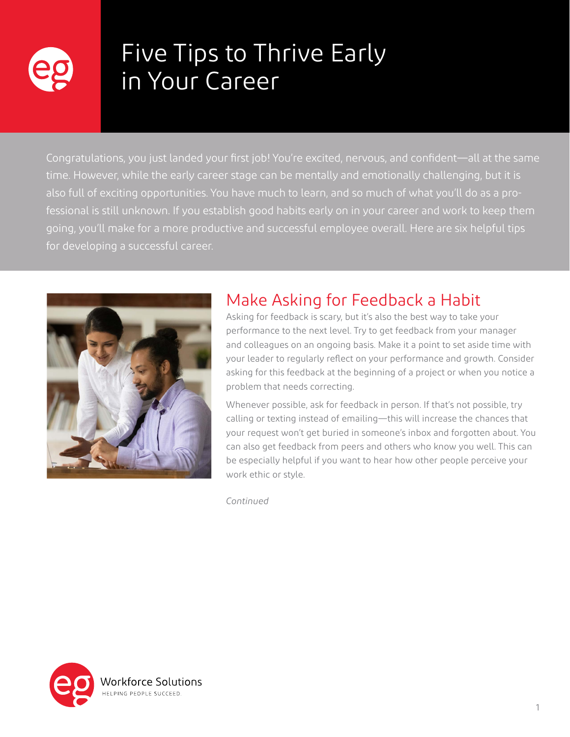# Five Tips to Thrive Early in Your Career

Congratulations, you just landed your first job! You're excited, nervous, and confident—all at the same time. However, while the early career stage can be mentally and emotionally challenging, but it is also full of exciting opportunities. You have much to learn, and so much of what you'll do as a professional is still unknown. If you establish good habits early on in your career and work to keep them going, you'll make for a more productive and successful employee overall. Here are six helpful tips for developing a successful career.

## Make Asking for Feedback a Habit

Asking for feedback is scary, but it's also the best way to take your performance to the next level. Try to get feedback from your manager and colleagues on an ongoing basis. Make it a point to set aside time with your leader to regularly reflect on your performance and growth. Consider asking for this feedback at the beginning of a project or when you notice a problem that needs correcting.

Whenever possible, ask for feedback in person. If that's not possible, try calling or texting instead of emailing—this will increase the chances that your request won't get buried in someone's inbox and forgotten about. You can also get feedback from peers and others who know you well. This can be especially helpful if you want to hear how other people perceive your work ethic or style.

*Continued*

Workforce Solutions
HELPING PEOPLE SUCCEED.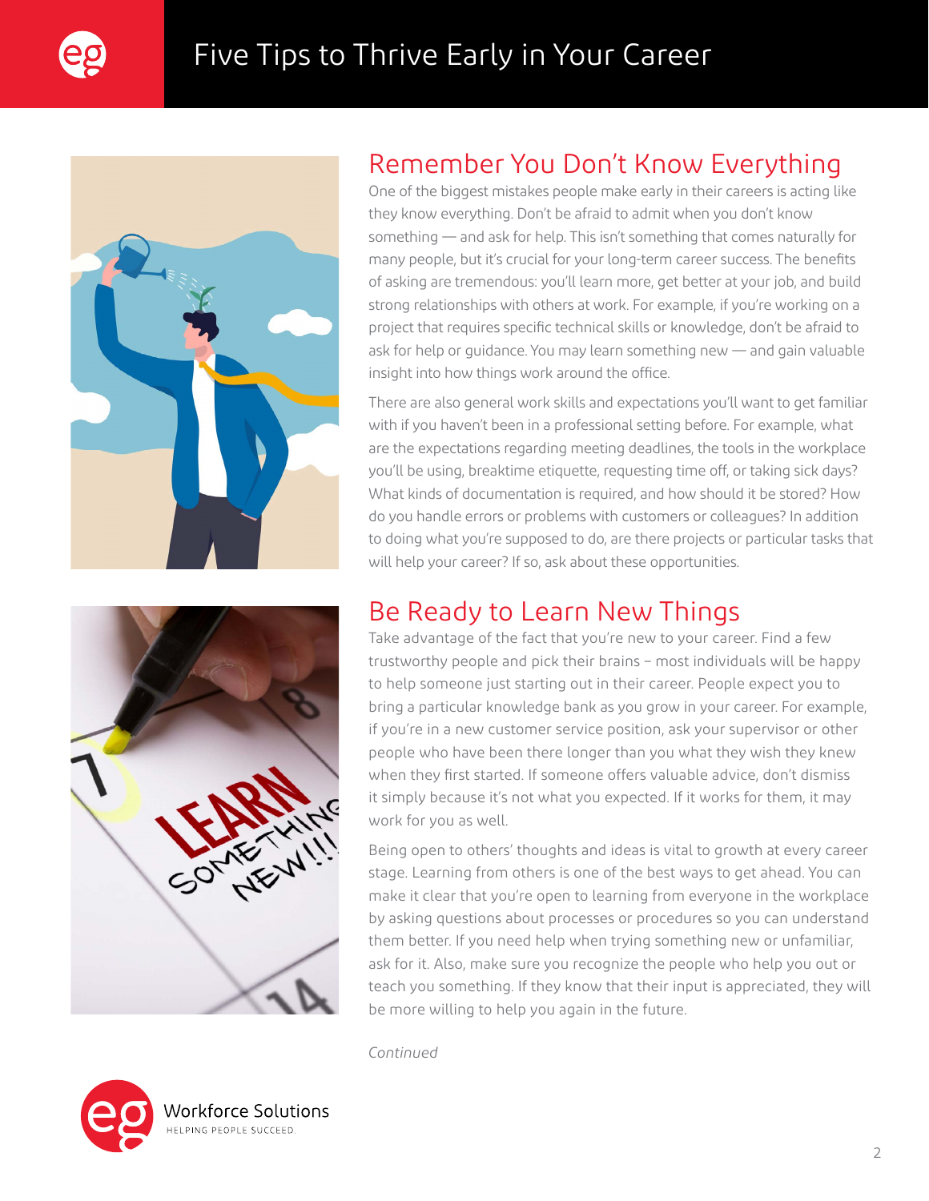## Remember You Don't Know Everything

One of the biggest mistakes people make early in their careers is acting like they know everything. Don't be afraid to admit when you don't know something — and ask for help. This isn't something that comes naturally for many people, but it's crucial for your long-term career success. The benefits of asking are tremendous: you'll learn more, get better at your job, and build strong relationships with others at work. For example, if you're working on a project that requires specific technical skills or knowledge, don't be afraid to ask for help or guidance. You may learn something new — and gain valuable insight into how things work around the office.

There are also general work skills and expectations you'll want to get familiar with if you haven't been in a professional setting before. For example, what are the expectations regarding meeting deadlines, the tools in the workplace you'll be using, breaktime etiquette, requesting time off, or taking sick days? What kinds of documentation is required, and how should it be stored? How do you handle errors or problems with customers or colleagues? In addition to doing what you're supposed to do, are there projects or particular tasks that will help your career? If so, ask about these opportunities.

## Be Ready to Learn New Things

Take advantage of the fact that you're new to your career. Find a few trustworthy people and pick their brains – most individuals will be happy to help someone just starting out in their career. People expect you to bring a particular knowledge bank as you grow in your career. For example, if you're in a new customer service position, ask your supervisor or other people who have been there longer than you what they wish they knew when they first started. If someone offers valuable advice, don't dismiss it simply because it's not what you expected. If it works for them, it may work for you as well.

Being open to others' thoughts and ideas is vital to growth at every career stage. Learning from others is one of the best ways to get ahead. You can make it clear that you're open to learning from everyone in the workplace by asking questions about processes or procedures so you can understand them better. If you need help when trying something new or unfamiliar, ask for it. Also, make sure you recognize the people who help you out or teach you something. If they know that their input is appreciated, they will be more willing to help you again in the future.

*Continued*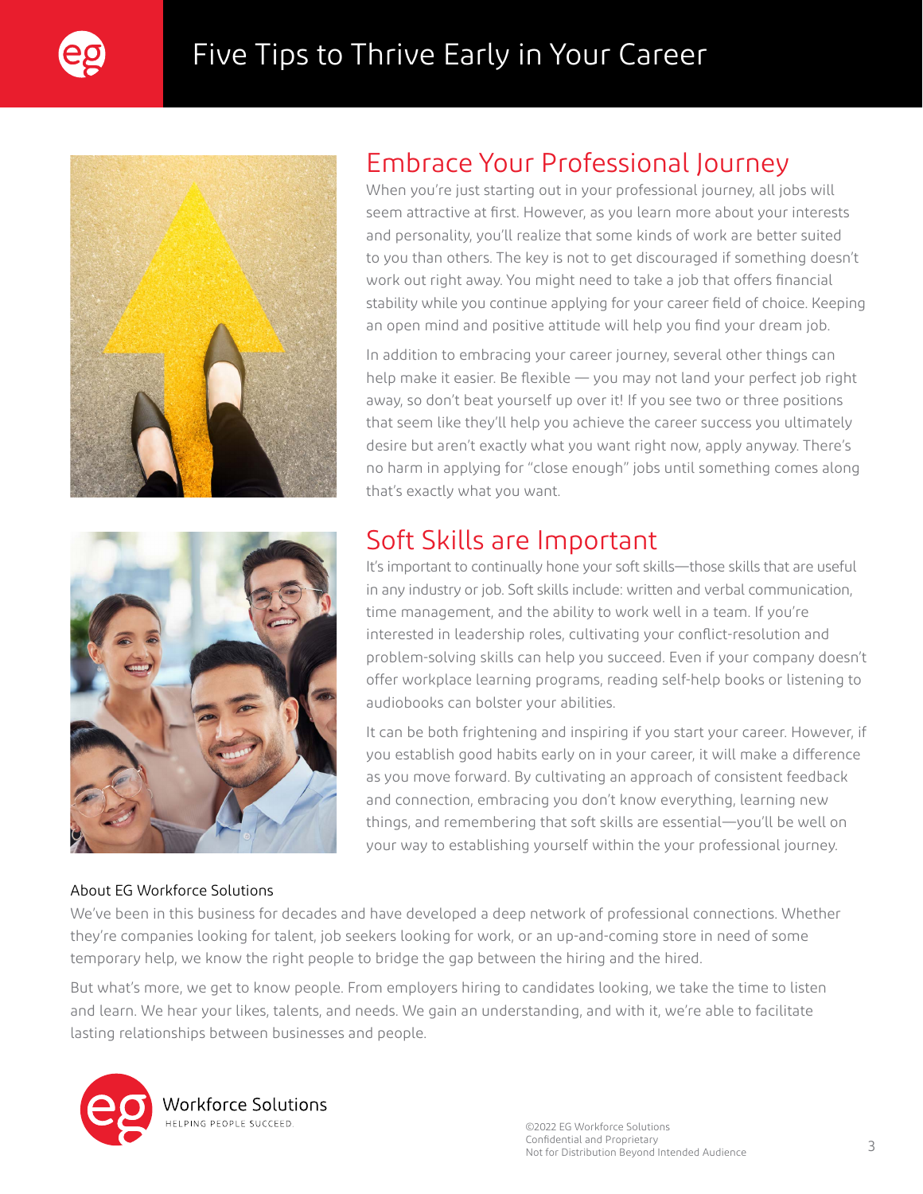# Five Tips to Thrive Early in Your Career

## Embrace Your Professional Journey

When you're just starting out in your professional journey, all jobs will seem attractive at first. However, as you learn more about your interests and personality, you'll realize that some kinds of work are better suited to you than others. The key is not to get discouraged if something doesn't work out right away. You might need to take a job that offers financial stability while you continue applying for your career field of choice. Keeping an open mind and positive attitude will help you find your dream job.

In addition to embracing your career journey, several other things can help make it easier. Be flexible — you may not land your perfect job right away, so don't beat yourself up over it! If you see two or three positions that seem like they'll help you achieve the career success you ultimately desire but aren't exactly what you want right now, apply anyway. There's no harm in applying for "close enough" jobs until something comes along that's exactly what you want.

## Soft Skills are Important

It's important to continually hone your soft skills—those skills that are useful in any industry or job. Soft skills include: written and verbal communication, time management, and the ability to work well in a team. If you're interested in leadership roles, cultivating your conflict-resolution and problem-solving skills can help you succeed. Even if your company doesn't offer workplace learning programs, reading self-help books or listening to audiobooks can bolster your abilities.

It can be both frightening and inspiring if you start your career. However, if you establish good habits early on in your career, it will make a difference as you move forward. By cultivating an approach of consistent feedback and connection, embracing you don't know everything, learning new things, and remembering that soft skills are essential—you'll be well on your way to establishing yourself within the your professional journey.

### About EG Workforce Solutions

We've been in this business for decades and have developed a deep network of professional connections. Whether they're companies looking for talent, job seekers looking for work, or an up-and-coming store in need of some temporary help, we know the right people to bridge the gap between the hiring and the hired.

But what's more, we get to know people. From employers hiring to candidates looking, we take the time to listen and learn. We hear your likes, talents, and needs. We gain an understanding, and with it, we're able to facilitate lasting relationships between businesses and people.

Workforce Solutions
HELPING PEOPLE SUCCEED.

©2022 EG Workforce Solutions
Confidential and Proprietary
Not for Distribution Beyond Intended Audience